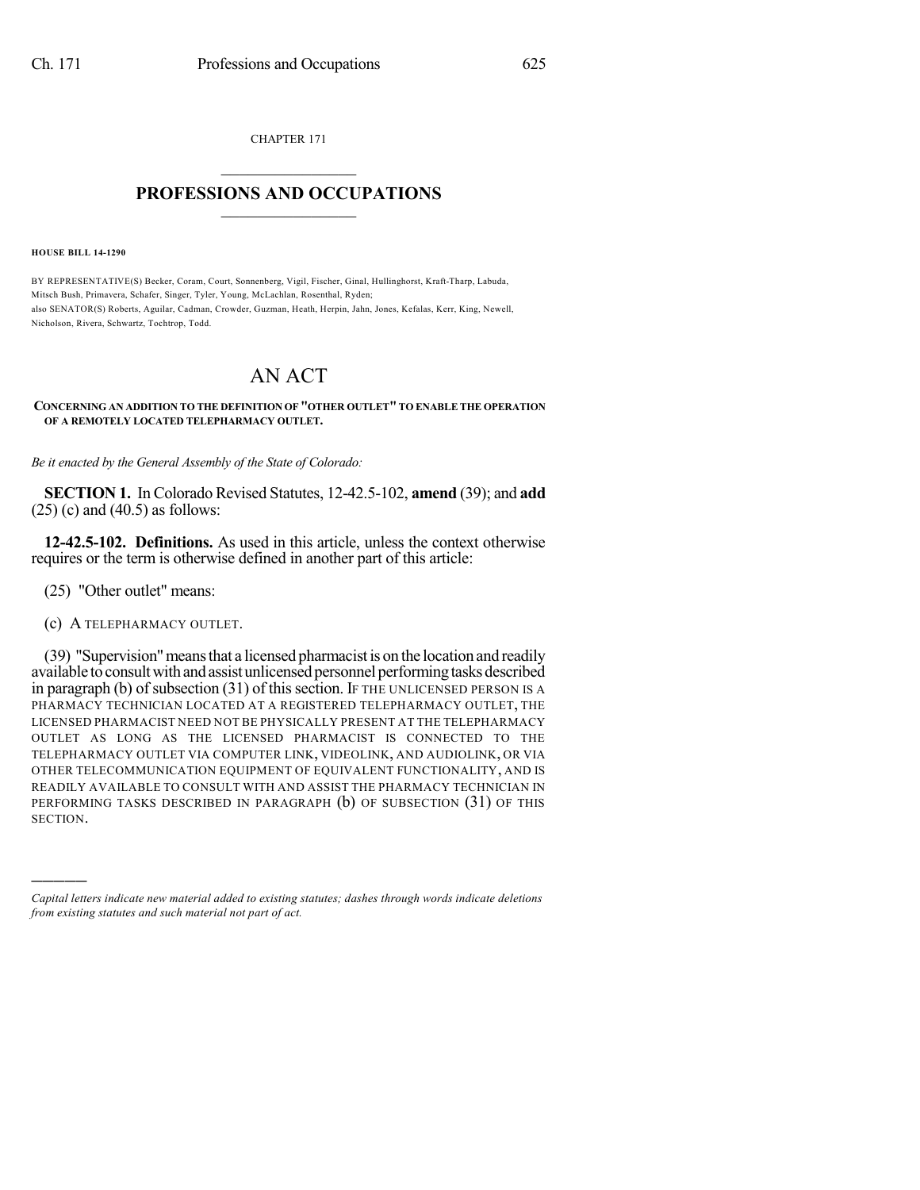CHAPTER 171

## PROFESSIONS AND OCCUPATIONS

**HOUSE BILL 14-1290**

BY REPRESENTATIVE(S) Becker, Coram, Court, Sonnenberg, Vigil, Fischer, Ginal, Hullinghorst, Kraft-Tharp, Labuda, Mitsch Bush, Primavera, Schafer, Singer, Tyler, Young, McLachlan, Rosenthal, Ryden;
also SENATOR(S) Roberts, Aguilar, Cadman, Crowder, Guzman, Heath, Herpin, Jahn, Jones, Kefalas, Kerr, King, Newell, Nicholson, Rivera, Schwartz, Tochtrop, Todd.

# AN ACT

**CONCERNING AN ADDITION TO THE DEFINITION OF "OTHER OUTLET" TO ENABLE THE OPERATION OF A REMOTELY LOCATED TELEPHARMACY OUTLET.**

*Be it enacted by the General Assembly of the State of Colorado:*

**SECTION 1.** In Colorado Revised Statutes, 12-42.5-102, **amend** (39); and **add** (25) (c) and (40.5) as follows:

**12-42.5-102. Definitions.** As used in this article, unless the context otherwise requires or the term is otherwise defined in another part of this article:

(25) "Other outlet" means:

(c) A TELEPHARMACY OUTLET.

(39) "Supervision" means that a licensed pharmacist is on the location and readily available to consult with and assist unlicensed personnel performing tasks described in paragraph (b) of subsection (31) of this section. IF THE UNLICENSED PERSON IS A PHARMACY TECHNICIAN LOCATED AT A REGISTERED TELEPHARMACY OUTLET, THE LICENSED PHARMACIST NEED NOT BE PHYSICALLY PRESENT AT THE TELEPHARMACY OUTLET AS LONG AS THE LICENSED PHARMACIST IS CONNECTED TO THE TELEPHARMACY OUTLET VIA COMPUTER LINK, VIDEOLINK, AND AUDIOLINK, OR VIA OTHER TELECOMMUNICATION EQUIPMENT OF EQUIVALENT FUNCTIONALITY, AND IS READILY AVAILABLE TO CONSULT WITH AND ASSIST THE PHARMACY TECHNICIAN IN PERFORMING TASKS DESCRIBED IN PARAGRAPH (b) OF SUBSECTION (31) OF THIS SECTION.

---

*Capital letters indicate new material added to existing statutes; dashes through words indicate deletions from existing statutes and such material not part of act.*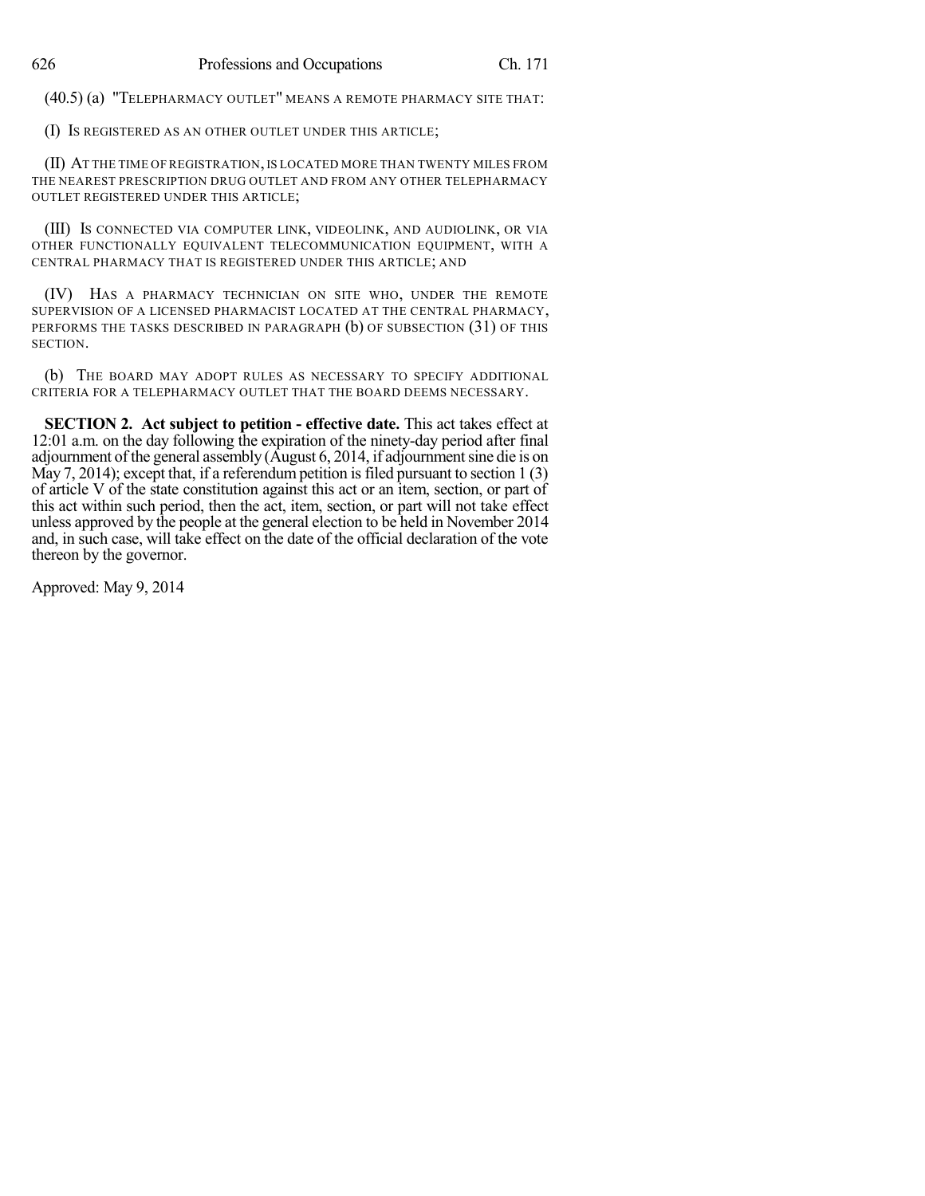(40.5) (a) "TELEPHARMACY OUTLET" MEANS A REMOTE PHARMACY SITE THAT:

(I) IS REGISTERED AS AN OTHER OUTLET UNDER THIS ARTICLE;

(II) AT THE TIME OF REGISTRATION, IS LOCATED MORE THAN TWENTY MILES FROM THE NEAREST PRESCRIPTION DRUG OUTLET AND FROM ANY OTHER TELEPHARMACY OUTLET REGISTERED UNDER THIS ARTICLE;

(III) IS CONNECTED VIA COMPUTER LINK, VIDEOLINK, AND AUDIOLINK, OR VIA OTHER FUNCTIONALLY EQUIVALENT TELECOMMUNICATION EQUIPMENT, WITH A CENTRAL PHARMACY THAT IS REGISTERED UNDER THIS ARTICLE; AND

(IV) HAS A PHARMACY TECHNICIAN ON SITE WHO, UNDER THE REMOTE SUPERVISION OF A LICENSED PHARMACIST LOCATED AT THE CENTRAL PHARMACY, PERFORMS THE TASKS DESCRIBED IN PARAGRAPH (b) OF SUBSECTION (31) OF THIS SECTION.

(b) THE BOARD MAY ADOPT RULES AS NECESSARY TO SPECIFY ADDITIONAL CRITERIA FOR A TELEPHARMACY OUTLET THAT THE BOARD DEEMS NECESSARY.

**SECTION 2. Act subject to petition - effective date.** This act takes effect at 12:01 a.m. on the day following the expiration of the ninety-day period after final adjournment of the general assembly (August 6, 2014, if adjournment sine die is on May 7, 2014); except that, if a referendum petition is filed pursuant to section 1 (3) of article V of the state constitution against this act or an item, section, or part of this act within such period, then the act, item, section, or part will not take effect unless approved by the people at the general election to be held in November 2014 and, in such case, will take effect on the date of the official declaration of the vote thereon by the governor.

Approved: May 9, 2014